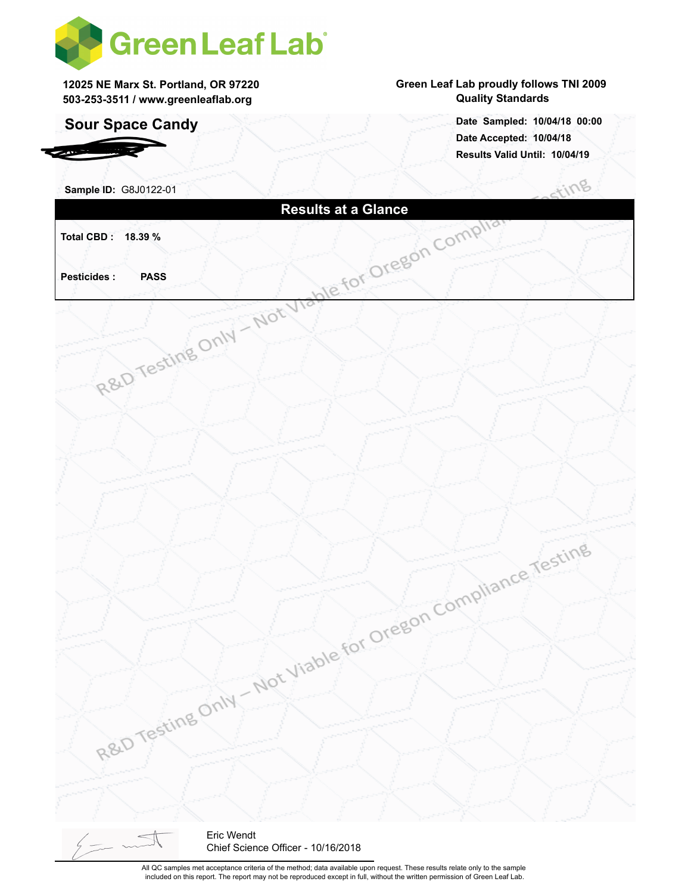# Green Leaf Lab

12025 NE Marx St. Portland, OR 97220
503-253-3511 / www.greenleaflab.org

Green Leaf Lab proudly follows TNI 2009 Quality Standards

## Sour Space Candy

**Date Sampled:** 10/04/18 00:00
**Date Accepted:** 10/04/18
**Results Valid Until:** 10/04/19

**Sample ID:** G8J0122-01

### Results at a Glance

**Total CBD :** 18.39 %

**Pesticides :** PASS

R&D Testing Only – Not Viable for Oregon Compliance Testing

Eric Wendt
Chief Science Officer - 10/16/2018

All QC samples met acceptance criteria of the method; data available upon request. These results relate only to the sample included on this report. The report may not be reproduced except in full, without the written permission of Green Leaf Lab.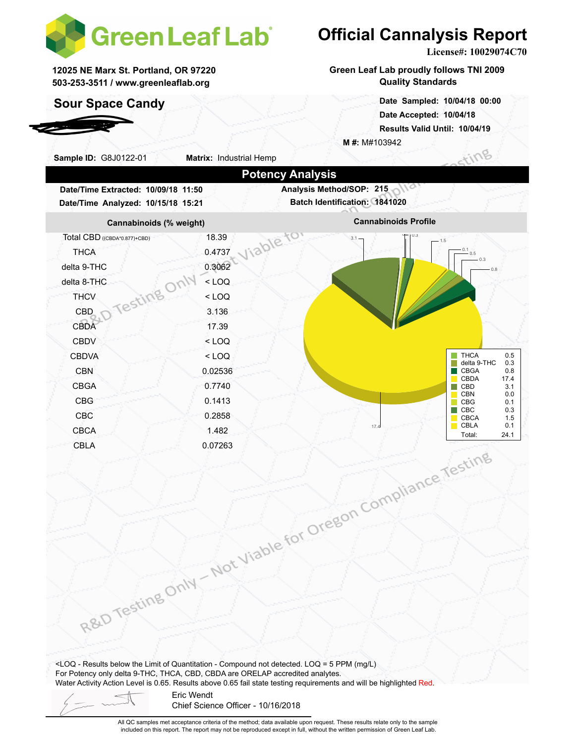# Green Leaf Lab

12025 NE Marx St. Portland, OR 97220
503-253-3511 / www.greenleaflab.org

# Official Cannalysis Report

**License#: 10029074C70**

**Green Leaf Lab proudly follows TNI 2009 Quality Standards**

## Sour Space Candy

**Date Sampled:** 10/04/18 00:00
**Date Accepted:** 10/04/18
**Results Valid Until:** 10/04/19

**M #:** M#103942

**Sample ID:** G8J0122-01 **Matrix:** Industrial Hemp

## Potency Analysis

**Date/Time Extracted:** 10/09/18 11:50
**Date/Time Analyzed:** 10/15/18 15:21
**Analysis Method/SOP:** 215
**Batch Identification:** 1841020

| Cannabinoids (% weight) | |
|---|---|
| Total CBD ((CBDA*0.877)+CBD) | 18.39 |
| THCA | 0.4737 |
| delta 9-THC | 0.3062 |
| delta 8-THC | < LOQ |
| THCV | < LOQ |
| CBD | 3.136 |
| CBDA | 17.39 |
| CBDV | < LOQ |
| CBDVA | < LOQ |
| CBN | 0.02536 |
| CBGA | 0.7740 |
| CBG | 0.1413 |
| CBC | 0.2858 |
| CBCA | 1.482 |
| CBLA | 0.07263 |

**Cannabinoids Profile**

| | |
|---|---|
| THCA | 0.5 |
| delta 9-THC | 0.3 |
| CBGA | 0.8 |
| CBDA | 17.4 |
| CBD | 3.1 |
| CBN | 0.0 |
| CBG | 0.1 |
| CBC | 0.3 |
| CBCA | 1.5 |
| CBLA | 0.1 |
| Total: | 24.1 |

R&D Testing Only – Not Viable for Oregon Compliance Testing

<LOQ - Results below the Limit of Quantitation - Compound not detected. LOQ = 5 PPM (mg/L)
For Potency only delta 9-THC, THCA, CBD, CBDA are ORELAP accredited analytes.
Water Activity Action Level is 0.65. Results above 0.65 fail state testing requirements and will be highlighted Red.

Eric Wendt
Chief Science Officer - 10/16/2018

All QC samples met acceptance criteria of the method; data available upon request. These results relate only to the sample included on this report. The report may not be reproduced except in full, without the written permission of Green Leaf Lab.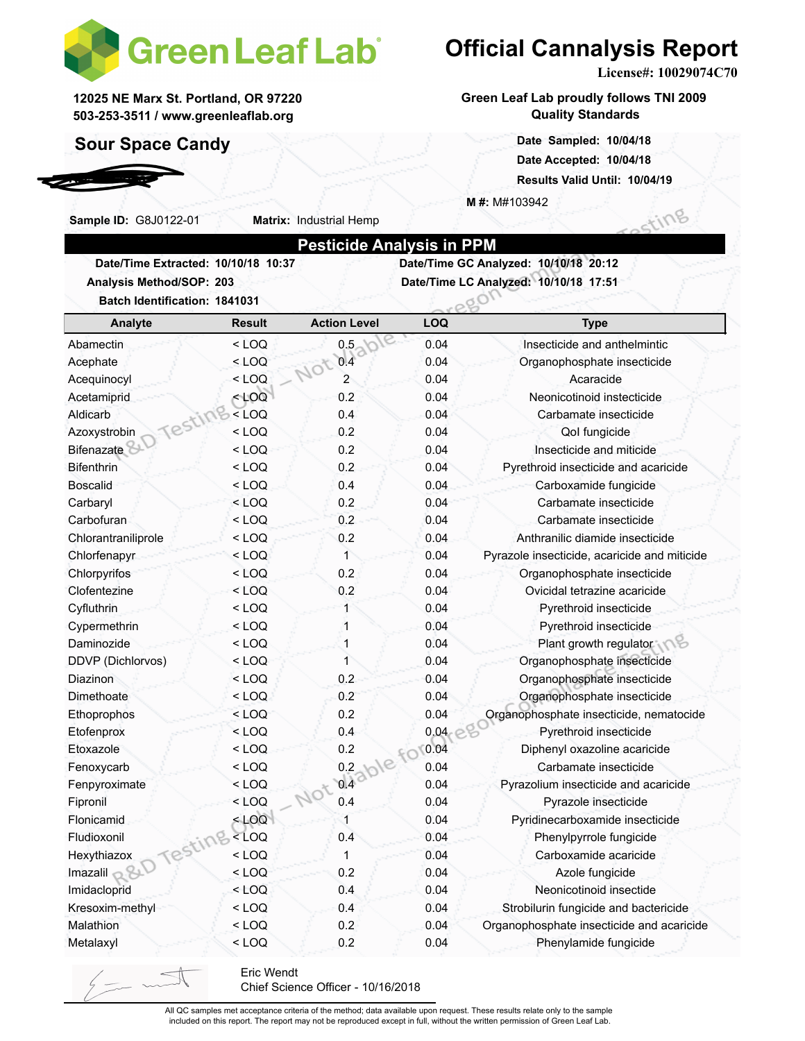# Green Leaf Lab

12025 NE Marx St. Portland, OR 97220
503-253-3511 / www.greenleaflab.org

# Official Cannalysis Report

**License#: 10029074C70**

**Green Leaf Lab proudly follows TNI 2009 Quality Standards**

## Sour Space Candy

**Date Sampled: 10/04/18**
**Date Accepted: 10/04/18**
**Results Valid Until: 10/04/19**

**M #:** M#103942

**Sample ID:** G8J0122-01 **Matrix:** Industrial Hemp

## Pesticide Analysis in PPM

**Date/Time Extracted: 10/10/18 10:37**
**Analysis Method/SOP: 203**
**Batch Identification: 1841031**
**Date/Time GC Analyzed: 10/10/18 20:12**
**Date/Time LC Analyzed: 10/10/18 17:51**

| Analyte | Result | Action Level | LOQ | Type |
|---|---|---|---|---|
| Abamectin | < LOQ | 0.5 | 0.04 | Insecticide and anthelmintic |
| Acephate | < LOQ | 0.4 | 0.04 | Organophosphate insecticide |
| Acequinocyl | < LOQ | 2 | 0.04 | Acaracide |
| Acetamiprid | < LOQ | 0.2 | 0.04 | Neonicotinoid instecticide |
| Aldicarb | < LOQ | 0.4 | 0.04 | Carbamate insecticide |
| Azoxystrobin | < LOQ | 0.2 | 0.04 | QoI fungicide |
| Bifenazate | < LOQ | 0.2 | 0.04 | Insecticide and miticide |
| Bifenthrin | < LOQ | 0.2 | 0.04 | Pyrethroid insecticide and acaricide |
| Boscalid | < LOQ | 0.4 | 0.04 | Carboxamide fungicide |
| Carbaryl | < LOQ | 0.2 | 0.04 | Carbamate insecticide |
| Carbofuran | < LOQ | 0.2 | 0.04 | Carbamate insecticide |
| Chlorantraniliprole | < LOQ | 0.2 | 0.04 | Anthranilic diamide insecticide |
| Chlorfenapyr | < LOQ | 1 | 0.04 | Pyrazole insecticide, acaricide and miticide |
| Chlorpyrifos | < LOQ | 0.2 | 0.04 | Organophosphate insecticide |
| Clofentezine | < LOQ | 0.2 | 0.04 | Ovicidal tetrazine acaricide |
| Cyfluthrin | < LOQ | 1 | 0.04 | Pyrethroid insecticide |
| Cypermethrin | < LOQ | 1 | 0.04 | Pyrethroid insecticide |
| Daminozide | < LOQ | 1 | 0.04 | Plant growth regulator |
| DDVP (Dichlorvos) | < LOQ | 1 | 0.04 | Organophosphate insecticide |
| Diazinon | < LOQ | 0.2 | 0.04 | Organophosphate insecticide |
| Dimethoate | < LOQ | 0.2 | 0.04 | Organophosphate insecticide |
| Ethoprophos | < LOQ | 0.2 | 0.04 | Organophosphate insecticide, nematocide |
| Etofenprox | < LOQ | 0.4 | 0.04 | Pyrethroid insecticide |
| Etoxazole | < LOQ | 0.2 | 0.04 | Diphenyl oxazoline acaricide |
| Fenoxycarb | < LOQ | 0.2 | 0.04 | Carbamate insecticide |
| Fenpyroximate | < LOQ | 0.4 | 0.04 | Pyrazolium insecticide and acaricide |
| Fipronil | < LOQ | 0.4 | 0.04 | Pyrazole insecticide |
| Flonicamid | < LOQ | 1 | 0.04 | Pyridinecarboxamide insecticide |
| Fludioxonil | < LOQ | 0.4 | 0.04 | Phenylpyrrole fungicide |
| Hexythiazox | < LOQ | 1 | 0.04 | Carboxamide acaricide |
| Imazalil | < LOQ | 0.2 | 0.04 | Azole fungicide |
| Imidacloprid | < LOQ | 0.4 | 0.04 | Neonicotinoid insectide |
| Kresoxim-methyl | < LOQ | 0.4 | 0.04 | Strobilurin fungicide and bactericide |
| Malathion | < LOQ | 0.2 | 0.04 | Organophosphate insecticide and acaricide |
| Metalaxyl | < LOQ | 0.2 | 0.04 | Phenylamide fungicide |

Eric Wendt
Chief Science Officer - 10/16/2018

All QC samples met acceptance criteria of the method; data available upon request. These results relate only to the sample included on this report. The report may not be reproduced except in full, without the written permission of Green Leaf Lab.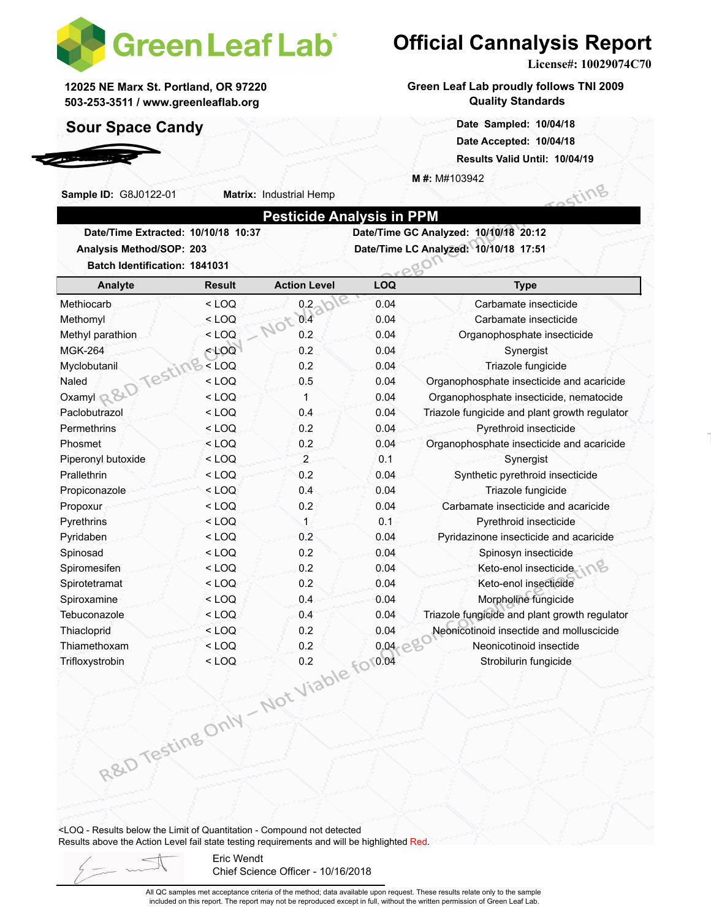# Green Leaf Lab

# Official Cannalysis Report

**License#: 10029074C70**

12025 NE Marx St. Portland, OR 97220
503-253-3511 / www.greenleaflab.org

Green Leaf Lab proudly follows TNI 2009 Quality Standards

## Sour Space Candy

**Date Sampled:** 10/04/18
**Date Accepted:** 10/04/18
**Results Valid Until:** 10/04/19

**M #:** M#103942

**Sample ID:** G8J0122-01 **Matrix:** Industrial Hemp

## Pesticide Analysis in PPM

**Date/Time Extracted:** 10/10/18 10:37
**Date/Time GC Analyzed:** 10/10/18 20:12
**Analysis Method/SOP:** 203
**Date/Time LC Analyzed:** 10/10/18 17:51
**Batch Identification:** 1841031

| Analyte | Result | Action Level | LOQ | Type |
|---|---|---|---|---|
| Methiocarb | < LOQ | 0.2 | 0.04 | Carbamate insecticide |
| Methomyl | < LOQ | 0.4 | 0.04 | Carbamate insecticide |
| Methyl parathion | < LOQ | 0.2 | 0.04 | Organophosphate insecticide |
| MGK-264 | < LOQ | 0.2 | 0.04 | Synergist |
| Myclobutanil | < LOQ | 0.2 | 0.04 | Triazole fungicide |
| Naled | < LOQ | 0.5 | 0.04 | Organophosphate insecticide and acaricide |
| Oxamyl | < LOQ | 1 | 0.04 | Organophosphate insecticide, nematocide |
| Paclobutrazol | < LOQ | 0.4 | 0.04 | Triazole fungicide and plant growth regulator |
| Permethrins | < LOQ | 0.2 | 0.04 | Pyrethroid insecticide |
| Phosmet | < LOQ | 0.2 | 0.04 | Organophosphate insecticide and acaricide |
| Piperonyl butoxide | < LOQ | 2 | 0.1 | Synergist |
| Prallethrin | < LOQ | 0.2 | 0.04 | Synthetic pyrethroid insecticide |
| Propiconazole | < LOQ | 0.4 | 0.04 | Triazole fungicide |
| Propoxur | < LOQ | 0.2 | 0.04 | Carbamate insecticide and acaricide |
| Pyrethrins | < LOQ | 1 | 0.1 | Pyrethroid insecticide |
| Pyridaben | < LOQ | 0.2 | 0.04 | Pyridazinone insecticide and acaricide |
| Spinosad | < LOQ | 0.2 | 0.04 | Spinosyn insecticide |
| Spiromesifen | < LOQ | 0.2 | 0.04 | Keto-enol insecticide |
| Spirotetramat | < LOQ | 0.2 | 0.04 | Keto-enol insecticide |
| Spiroxamine | < LOQ | 0.4 | 0.04 | Morpholine fungicide |
| Tebuconazole | < LOQ | 0.4 | 0.04 | Triazole fungicide and plant growth regulator |
| Thiacloprid | < LOQ | 0.2 | 0.04 | Neonicotinoid insectide and molluscicide |
| Thiamethoxam | < LOQ | 0.2 | 0.04 | Neonicotinoid insecticide |
| Trifloxystrobin | < LOQ | 0.2 | 0.04 | Strobilurin fungicide |

R&D Testing Only – Not Viable for Oregon Compliance Testing

<LOQ - Results below the Limit of Quantitation - Compound not detected
Results above the Action Level fail state testing requirements and will be highlighted Red.

Eric Wendt
Chief Science Officer - 10/16/2018

All QC samples met acceptance criteria of the method; data available upon request. These results relate only to the sample included on this report. The report may not be reproduced except in full, without the written permission of Green Leaf Lab.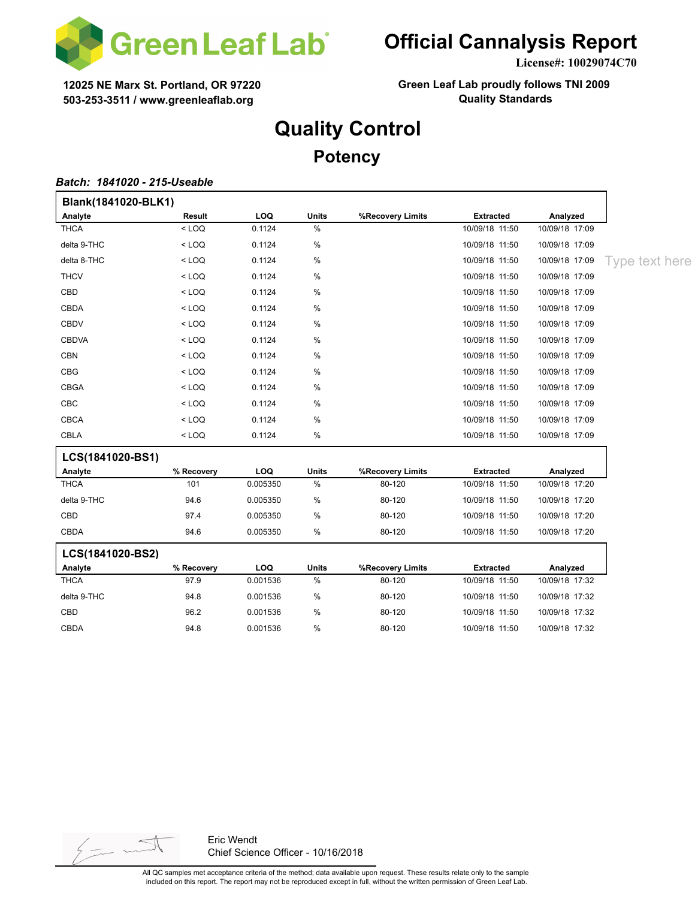Green Leaf Lab

# Official Cannalysis Report

**License#: 10029074C70**

**12025 NE Marx St. Portland, OR 97220**
**503-253-3511 / www.greenleaflab.org**

**Green Leaf Lab proudly follows TNI 2009 Quality Standards**

## Quality Control

### Potency

***Batch: 1841020 - 215-Useable***

**Blank(1841020-BLK1)**

| Analyte | Result | LOQ | Units | %Recovery Limits | Extracted | Analyzed |
|---|---|---|---|---|---|---|
| THCA | < LOQ | 0.1124 | % | | 10/09/18 11:50 | 10/09/18 17:09 |
| delta 9-THC | < LOQ | 0.1124 | % | | 10/09/18 11:50 | 10/09/18 17:09 |
| delta 8-THC | < LOQ | 0.1124 | % | | 10/09/18 11:50 | 10/09/18 17:09 |
| THCV | < LOQ | 0.1124 | % | | 10/09/18 11:50 | 10/09/18 17:09 |
| CBD | < LOQ | 0.1124 | % | | 10/09/18 11:50 | 10/09/18 17:09 |
| CBDA | < LOQ | 0.1124 | % | | 10/09/18 11:50 | 10/09/18 17:09 |
| CBDV | < LOQ | 0.1124 | % | | 10/09/18 11:50 | 10/09/18 17:09 |
| CBDVA | < LOQ | 0.1124 | % | | 10/09/18 11:50 | 10/09/18 17:09 |
| CBN | < LOQ | 0.1124 | % | | 10/09/18 11:50 | 10/09/18 17:09 |
| CBG | < LOQ | 0.1124 | % | | 10/09/18 11:50 | 10/09/18 17:09 |
| CBGA | < LOQ | 0.1124 | % | | 10/09/18 11:50 | 10/09/18 17:09 |
| CBC | < LOQ | 0.1124 | % | | 10/09/18 11:50 | 10/09/18 17:09 |
| CBCA | < LOQ | 0.1124 | % | | 10/09/18 11:50 | 10/09/18 17:09 |
| CBLA | < LOQ | 0.1124 | % | | 10/09/18 11:50 | 10/09/18 17:09 |

**LCS(1841020-BS1)**

| Analyte | % Recovery | LOQ | Units | %Recovery Limits | Extracted | Analyzed |
|---|---|---|---|---|---|---|
| THCA | 101 | 0.005350 | % | 80-120 | 10/09/18 11:50 | 10/09/18 17:20 |
| delta 9-THC | 94.6 | 0.005350 | % | 80-120 | 10/09/18 11:50 | 10/09/18 17:20 |
| CBD | 97.4 | 0.005350 | % | 80-120 | 10/09/18 11:50 | 10/09/18 17:20 |
| CBDA | 94.6 | 0.005350 | % | 80-120 | 10/09/18 11:50 | 10/09/18 17:20 |

**LCS(1841020-BS2)**

| Analyte | % Recovery | LOQ | Units | %Recovery Limits | Extracted | Analyzed |
|---|---|---|---|---|---|---|
| THCA | 97.9 | 0.001536 | % | 80-120 | 10/09/18 11:50 | 10/09/18 17:32 |
| delta 9-THC | 94.8 | 0.001536 | % | 80-120 | 10/09/18 11:50 | 10/09/18 17:32 |
| CBD | 96.2 | 0.001536 | % | 80-120 | 10/09/18 11:50 | 10/09/18 17:32 |
| CBDA | 94.8 | 0.001536 | % | 80-120 | 10/09/18 11:50 | 10/09/18 17:32 |

Eric Wendt
Chief Science Officer - 10/16/2018

All QC samples met acceptance criteria of the method; data available upon request. These results relate only to the sample included on this report. The report may not be reproduced except in full, without the written permission of Green Leaf Lab.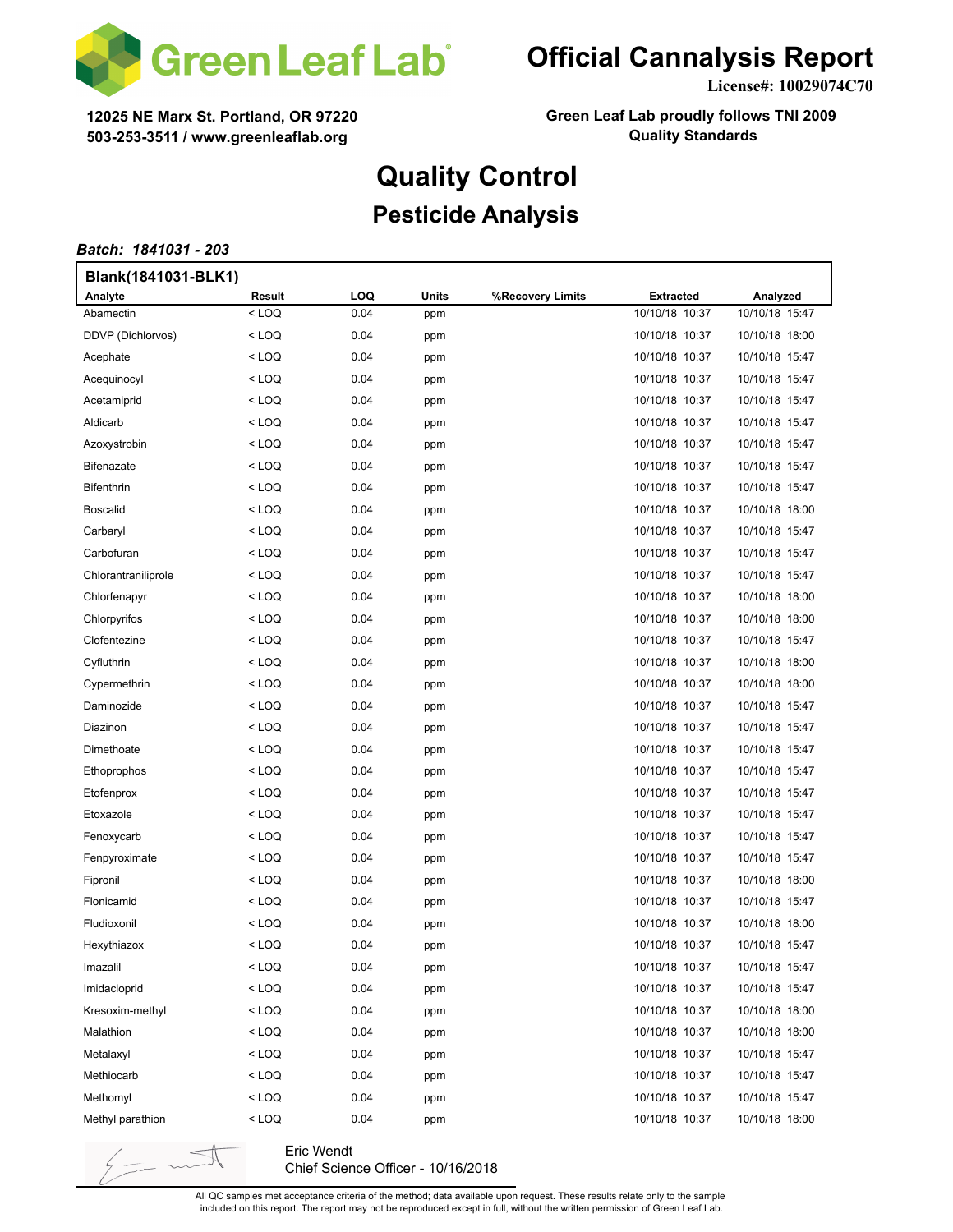# Official Cannalysis Report

**License#: 10029074C70**

**12025 NE Marx St. Portland, OR 97220**
**503-253-3511 / www.greenleaflab.org**

**Green Leaf Lab proudly follows TNI 2009 Quality Standards**

# Quality Control

## Pesticide Analysis

***Batch: 1841031 - 203***

**Blank(1841031-BLK1)**

| Analyte | Result | LOQ | Units | %Recovery Limits | Extracted | Analyzed |
|---|---|---|---|---|---|---|
| Abamectin | < LOQ | 0.04 | ppm | | 10/10/18 10:37 | 10/10/18 15:47 |
| DDVP (Dichlorvos) | < LOQ | 0.04 | ppm | | 10/10/18 10:37 | 10/10/18 18:00 |
| Acephate | < LOQ | 0.04 | ppm | | 10/10/18 10:37 | 10/10/18 15:47 |
| Acequinocyl | < LOQ | 0.04 | ppm | | 10/10/18 10:37 | 10/10/18 15:47 |
| Acetamiprid | < LOQ | 0.04 | ppm | | 10/10/18 10:37 | 10/10/18 15:47 |
| Aldicarb | < LOQ | 0.04 | ppm | | 10/10/18 10:37 | 10/10/18 15:47 |
| Azoxystrobin | < LOQ | 0.04 | ppm | | 10/10/18 10:37 | 10/10/18 15:47 |
| Bifenazate | < LOQ | 0.04 | ppm | | 10/10/18 10:37 | 10/10/18 15:47 |
| Bifenthrin | < LOQ | 0.04 | ppm | | 10/10/18 10:37 | 10/10/18 15:47 |
| Boscalid | < LOQ | 0.04 | ppm | | 10/10/18 10:37 | 10/10/18 18:00 |
| Carbaryl | < LOQ | 0.04 | ppm | | 10/10/18 10:37 | 10/10/18 15:47 |
| Carbofuran | < LOQ | 0.04 | ppm | | 10/10/18 10:37 | 10/10/18 15:47 |
| Chlorantraniliprole | < LOQ | 0.04 | ppm | | 10/10/18 10:37 | 10/10/18 15:47 |
| Chlorfenapyr | < LOQ | 0.04 | ppm | | 10/10/18 10:37 | 10/10/18 18:00 |
| Chlorpyrifos | < LOQ | 0.04 | ppm | | 10/10/18 10:37 | 10/10/18 18:00 |
| Clofentezine | < LOQ | 0.04 | ppm | | 10/10/18 10:37 | 10/10/18 15:47 |
| Cyfluthrin | < LOQ | 0.04 | ppm | | 10/10/18 10:37 | 10/10/18 18:00 |
| Cypermethrin | < LOQ | 0.04 | ppm | | 10/10/18 10:37 | 10/10/18 18:00 |
| Daminozide | < LOQ | 0.04 | ppm | | 10/10/18 10:37 | 10/10/18 15:47 |
| Diazinon | < LOQ | 0.04 | ppm | | 10/10/18 10:37 | 10/10/18 15:47 |
| Dimethoate | < LOQ | 0.04 | ppm | | 10/10/18 10:37 | 10/10/18 15:47 |
| Ethoprophos | < LOQ | 0.04 | ppm | | 10/10/18 10:37 | 10/10/18 15:47 |
| Etofenprox | < LOQ | 0.04 | ppm | | 10/10/18 10:37 | 10/10/18 15:47 |
| Etoxazole | < LOQ | 0.04 | ppm | | 10/10/18 10:37 | 10/10/18 15:47 |
| Fenoxycarb | < LOQ | 0.04 | ppm | | 10/10/18 10:37 | 10/10/18 15:47 |
| Fenpyroximate | < LOQ | 0.04 | ppm | | 10/10/18 10:37 | 10/10/18 15:47 |
| Fipronil | < LOQ | 0.04 | ppm | | 10/10/18 10:37 | 10/10/18 18:00 |
| Flonicamid | < LOQ | 0.04 | ppm | | 10/10/18 10:37 | 10/10/18 15:47 |
| Fludioxonil | < LOQ | 0.04 | ppm | | 10/10/18 10:37 | 10/10/18 18:00 |
| Hexythiazox | < LOQ | 0.04 | ppm | | 10/10/18 10:37 | 10/10/18 15:47 |
| Imazalil | < LOQ | 0.04 | ppm | | 10/10/18 10:37 | 10/10/18 15:47 |
| Imidacloprid | < LOQ | 0.04 | ppm | | 10/10/18 10:37 | 10/10/18 15:47 |
| Kresoxim-methyl | < LOQ | 0.04 | ppm | | 10/10/18 10:37 | 10/10/18 18:00 |
| Malathion | < LOQ | 0.04 | ppm | | 10/10/18 10:37 | 10/10/18 18:00 |
| Metalaxyl | < LOQ | 0.04 | ppm | | 10/10/18 10:37 | 10/10/18 15:47 |
| Methiocarb | < LOQ | 0.04 | ppm | | 10/10/18 10:37 | 10/10/18 15:47 |
| Methomyl | < LOQ | 0.04 | ppm | | 10/10/18 10:37 | 10/10/18 15:47 |
| Methyl parathion | < LOQ | 0.04 | ppm | | 10/10/18 10:37 | 10/10/18 18:00 |

Eric Wendt
Chief Science Officer - 10/16/2018

All QC samples met acceptance criteria of the method; data available upon request. These results relate only to the sample included on this report. The report may not be reproduced except in full, without the written permission of Green Leaf Lab.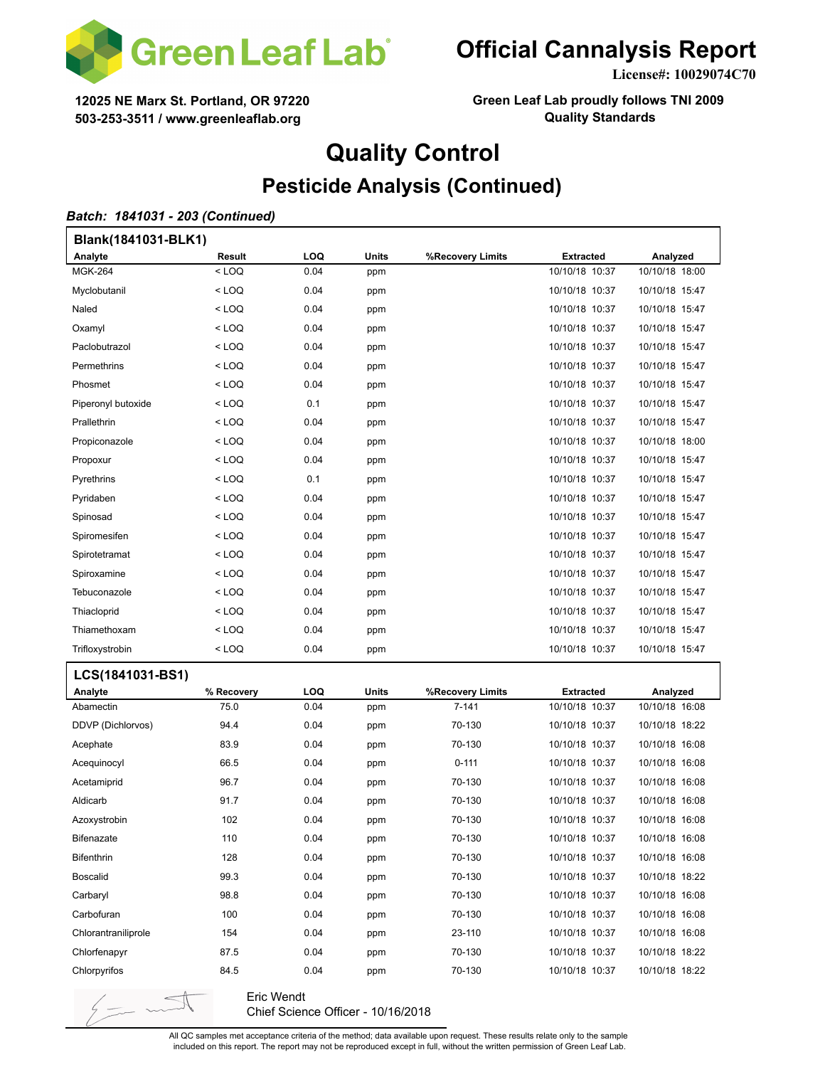# Official Cannalysis Report

**License#: 10029074C70**

**12025 NE Marx St. Portland, OR 97220**
**503-253-3511 / www.greenleaflab.org**

**Green Leaf Lab proudly follows TNI 2009 Quality Standards**

# Quality Control

## Pesticide Analysis (Continued)

***Batch: 1841031 - 203 (Continued)***

**Blank(1841031-BLK1)**

| Analyte | Result | LOQ | Units | %Recovery Limits | Extracted | Analyzed |
|---|---|---|---|---|---|---|
| MGK-264 | < LOQ | 0.04 | ppm | | 10/10/18 10:37 | 10/10/18 18:00 |
| Myclobutanil | < LOQ | 0.04 | ppm | | 10/10/18 10:37 | 10/10/18 15:47 |
| Naled | < LOQ | 0.04 | ppm | | 10/10/18 10:37 | 10/10/18 15:47 |
| Oxamyl | < LOQ | 0.04 | ppm | | 10/10/18 10:37 | 10/10/18 15:47 |
| Paclobutrazol | < LOQ | 0.04 | ppm | | 10/10/18 10:37 | 10/10/18 15:47 |
| Permethrins | < LOQ | 0.04 | ppm | | 10/10/18 10:37 | 10/10/18 15:47 |
| Phosmet | < LOQ | 0.04 | ppm | | 10/10/18 10:37 | 10/10/18 15:47 |
| Piperonyl butoxide | < LOQ | 0.1 | ppm | | 10/10/18 10:37 | 10/10/18 15:47 |
| Prallethrin | < LOQ | 0.04 | ppm | | 10/10/18 10:37 | 10/10/18 15:47 |
| Propiconazole | < LOQ | 0.04 | ppm | | 10/10/18 10:37 | 10/10/18 18:00 |
| Propoxur | < LOQ | 0.04 | ppm | | 10/10/18 10:37 | 10/10/18 15:47 |
| Pyrethrins | < LOQ | 0.1 | ppm | | 10/10/18 10:37 | 10/10/18 15:47 |
| Pyridaben | < LOQ | 0.04 | ppm | | 10/10/18 10:37 | 10/10/18 15:47 |
| Spinosad | < LOQ | 0.04 | ppm | | 10/10/18 10:37 | 10/10/18 15:47 |
| Spiromesifen | < LOQ | 0.04 | ppm | | 10/10/18 10:37 | 10/10/18 15:47 |
| Spirotetramat | < LOQ | 0.04 | ppm | | 10/10/18 10:37 | 10/10/18 15:47 |
| Spiroxamine | < LOQ | 0.04 | ppm | | 10/10/18 10:37 | 10/10/18 15:47 |
| Tebuconazole | < LOQ | 0.04 | ppm | | 10/10/18 10:37 | 10/10/18 15:47 |
| Thiacloprid | < LOQ | 0.04 | ppm | | 10/10/18 10:37 | 10/10/18 15:47 |
| Thiamethoxam | < LOQ | 0.04 | ppm | | 10/10/18 10:37 | 10/10/18 15:47 |
| Trifloxystrobin | < LOQ | 0.04 | ppm | | 10/10/18 10:37 | 10/10/18 15:47 |

**LCS(1841031-BS1)**

| Analyte | % Recovery | LOQ | Units | %Recovery Limits | Extracted | Analyzed |
|---|---|---|---|---|---|---|
| Abamectin | 75.0 | 0.04 | ppm | 7-141 | 10/10/18 10:37 | 10/10/18 16:08 |
| DDVP (Dichlorvos) | 94.4 | 0.04 | ppm | 70-130 | 10/10/18 10:37 | 10/10/18 18:22 |
| Acephate | 83.9 | 0.04 | ppm | 70-130 | 10/10/18 10:37 | 10/10/18 16:08 |
| Acequinocyl | 66.5 | 0.04 | ppm | 0-111 | 10/10/18 10:37 | 10/10/18 16:08 |
| Acetamiprid | 96.7 | 0.04 | ppm | 70-130 | 10/10/18 10:37 | 10/10/18 16:08 |
| Aldicarb | 91.7 | 0.04 | ppm | 70-130 | 10/10/18 10:37 | 10/10/18 16:08 |
| Azoxystrobin | 102 | 0.04 | ppm | 70-130 | 10/10/18 10:37 | 10/10/18 16:08 |
| Bifenazate | 110 | 0.04 | ppm | 70-130 | 10/10/18 10:37 | 10/10/18 16:08 |
| Bifenthrin | 128 | 0.04 | ppm | 70-130 | 10/10/18 10:37 | 10/10/18 16:08 |
| Boscalid | 99.3 | 0.04 | ppm | 70-130 | 10/10/18 10:37 | 10/10/18 18:22 |
| Carbaryl | 98.8 | 0.04 | ppm | 70-130 | 10/10/18 10:37 | 10/10/18 16:08 |
| Carbofuran | 100 | 0.04 | ppm | 70-130 | 10/10/18 10:37 | 10/10/18 16:08 |
| Chlorantraniliprole | 154 | 0.04 | ppm | 23-110 | 10/10/18 10:37 | 10/10/18 16:08 |
| Chlorfenapyr | 87.5 | 0.04 | ppm | 70-130 | 10/10/18 10:37 | 10/10/18 18:22 |
| Chlorpyrifos | 84.5 | 0.04 | ppm | 70-130 | 10/10/18 10:37 | 10/10/18 18:22 |

Eric Wendt
Chief Science Officer - 10/16/2018

All QC samples met acceptance criteria of the method; data available upon request. These results relate only to the sample included on this report. The report may not be reproduced except in full, without the written permission of Green Leaf Lab.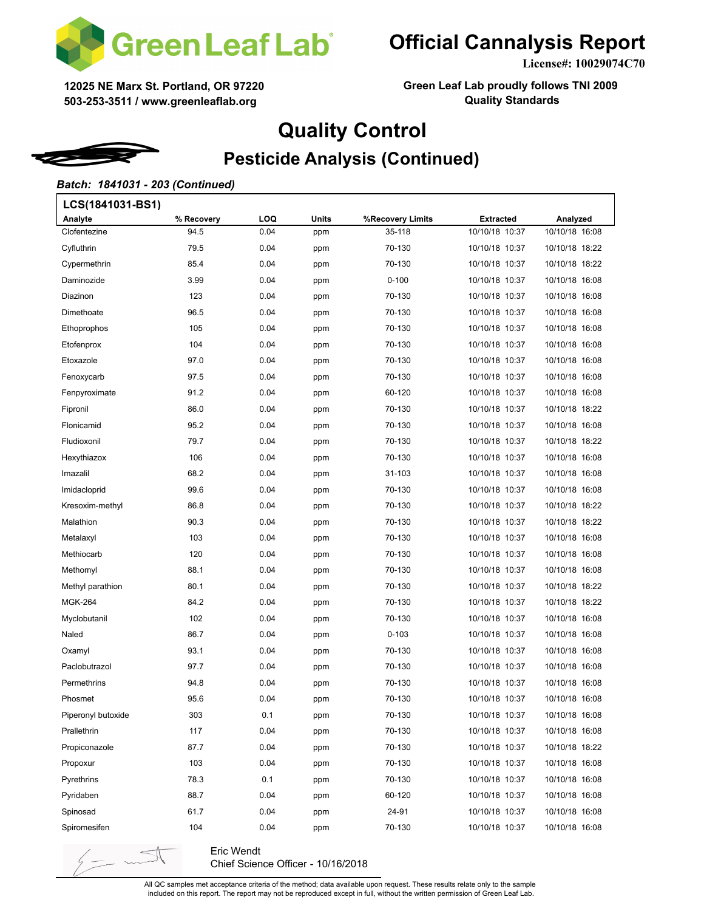# Official Cannalysis Report

**License#: 10029074C70**

**12025 NE Marx St. Portland, OR 97220**
**503-253-3511 / www.greenleaflab.org**

**Green Leaf Lab proudly follows TNI 2009 Quality Standards**

## Quality Control

### Pesticide Analysis (Continued)

***Batch: 1841031 - 203 (Continued)***

**LCS(1841031-BS1)**

| Analyte | % Recovery | LOQ | Units | %Recovery Limits | Extracted | Analyzed |
|---|---|---|---|---|---|---|
| Clofentezine | 94.5 | 0.04 | ppm | 35-118 | 10/10/18 10:37 | 10/10/18 16:08 |
| Cyfluthrin | 79.5 | 0.04 | ppm | 70-130 | 10/10/18 10:37 | 10/10/18 18:22 |
| Cypermethrin | 85.4 | 0.04 | ppm | 70-130 | 10/10/18 10:37 | 10/10/18 18:22 |
| Daminozide | 3.99 | 0.04 | ppm | 0-100 | 10/10/18 10:37 | 10/10/18 16:08 |
| Diazinon | 123 | 0.04 | ppm | 70-130 | 10/10/18 10:37 | 10/10/18 16:08 |
| Dimethoate | 96.5 | 0.04 | ppm | 70-130 | 10/10/18 10:37 | 10/10/18 16:08 |
| Ethoprophos | 105 | 0.04 | ppm | 70-130 | 10/10/18 10:37 | 10/10/18 16:08 |
| Etofenprox | 104 | 0.04 | ppm | 70-130 | 10/10/18 10:37 | 10/10/18 16:08 |
| Etoxazole | 97.0 | 0.04 | ppm | 70-130 | 10/10/18 10:37 | 10/10/18 16:08 |
| Fenoxycarb | 97.5 | 0.04 | ppm | 70-130 | 10/10/18 10:37 | 10/10/18 16:08 |
| Fenpyroximate | 91.2 | 0.04 | ppm | 60-120 | 10/10/18 10:37 | 10/10/18 16:08 |
| Fipronil | 86.0 | 0.04 | ppm | 70-130 | 10/10/18 10:37 | 10/10/18 18:22 |
| Flonicamid | 95.2 | 0.04 | ppm | 70-130 | 10/10/18 10:37 | 10/10/18 16:08 |
| Fludioxonil | 79.7 | 0.04 | ppm | 70-130 | 10/10/18 10:37 | 10/10/18 18:22 |
| Hexythiazox | 106 | 0.04 | ppm | 70-130 | 10/10/18 10:37 | 10/10/18 16:08 |
| Imazalil | 68.2 | 0.04 | ppm | 31-103 | 10/10/18 10:37 | 10/10/18 16:08 |
| Imidacloprid | 99.6 | 0.04 | ppm | 70-130 | 10/10/18 10:37 | 10/10/18 16:08 |
| Kresoxim-methyl | 86.8 | 0.04 | ppm | 70-130 | 10/10/18 10:37 | 10/10/18 18:22 |
| Malathion | 90.3 | 0.04 | ppm | 70-130 | 10/10/18 10:37 | 10/10/18 18:22 |
| Metalaxyl | 103 | 0.04 | ppm | 70-130 | 10/10/18 10:37 | 10/10/18 16:08 |
| Methiocarb | 120 | 0.04 | ppm | 70-130 | 10/10/18 10:37 | 10/10/18 16:08 |
| Methomyl | 88.1 | 0.04 | ppm | 70-130 | 10/10/18 10:37 | 10/10/18 16:08 |
| Methyl parathion | 80.1 | 0.04 | ppm | 70-130 | 10/10/18 10:37 | 10/10/18 18:22 |
| MGK-264 | 84.2 | 0.04 | ppm | 70-130 | 10/10/18 10:37 | 10/10/18 18:22 |
| Myclobutanil | 102 | 0.04 | ppm | 70-130 | 10/10/18 10:37 | 10/10/18 16:08 |
| Naled | 86.7 | 0.04 | ppm | 0-103 | 10/10/18 10:37 | 10/10/18 16:08 |
| Oxamyl | 93.1 | 0.04 | ppm | 70-130 | 10/10/18 10:37 | 10/10/18 16:08 |
| Paclobutrazol | 97.7 | 0.04 | ppm | 70-130 | 10/10/18 10:37 | 10/10/18 16:08 |
| Permethrins | 94.8 | 0.04 | ppm | 70-130 | 10/10/18 10:37 | 10/10/18 16:08 |
| Phosmet | 95.6 | 0.04 | ppm | 70-130 | 10/10/18 10:37 | 10/10/18 16:08 |
| Piperonyl butoxide | 303 | 0.1 | ppm | 70-130 | 10/10/18 10:37 | 10/10/18 16:08 |
| Prallethrin | 117 | 0.04 | ppm | 70-130 | 10/10/18 10:37 | 10/10/18 16:08 |
| Propiconazole | 87.7 | 0.04 | ppm | 70-130 | 10/10/18 10:37 | 10/10/18 18:22 |
| Propoxur | 103 | 0.04 | ppm | 70-130 | 10/10/18 10:37 | 10/10/18 16:08 |
| Pyrethrins | 78.3 | 0.1 | ppm | 70-130 | 10/10/18 10:37 | 10/10/18 16:08 |
| Pyridaben | 88.7 | 0.04 | ppm | 60-120 | 10/10/18 10:37 | 10/10/18 16:08 |
| Spinosad | 61.7 | 0.04 | ppm | 24-91 | 10/10/18 10:37 | 10/10/18 16:08 |
| Spiromesifen | 104 | 0.04 | ppm | 70-130 | 10/10/18 10:37 | 10/10/18 16:08 |

Eric Wendt
Chief Science Officer - 10/16/2018

All QC samples met acceptance criteria of the method; data available upon request. These results relate only to the sample included on this report. The report may not be reproduced except in full, without the written permission of Green Leaf Lab.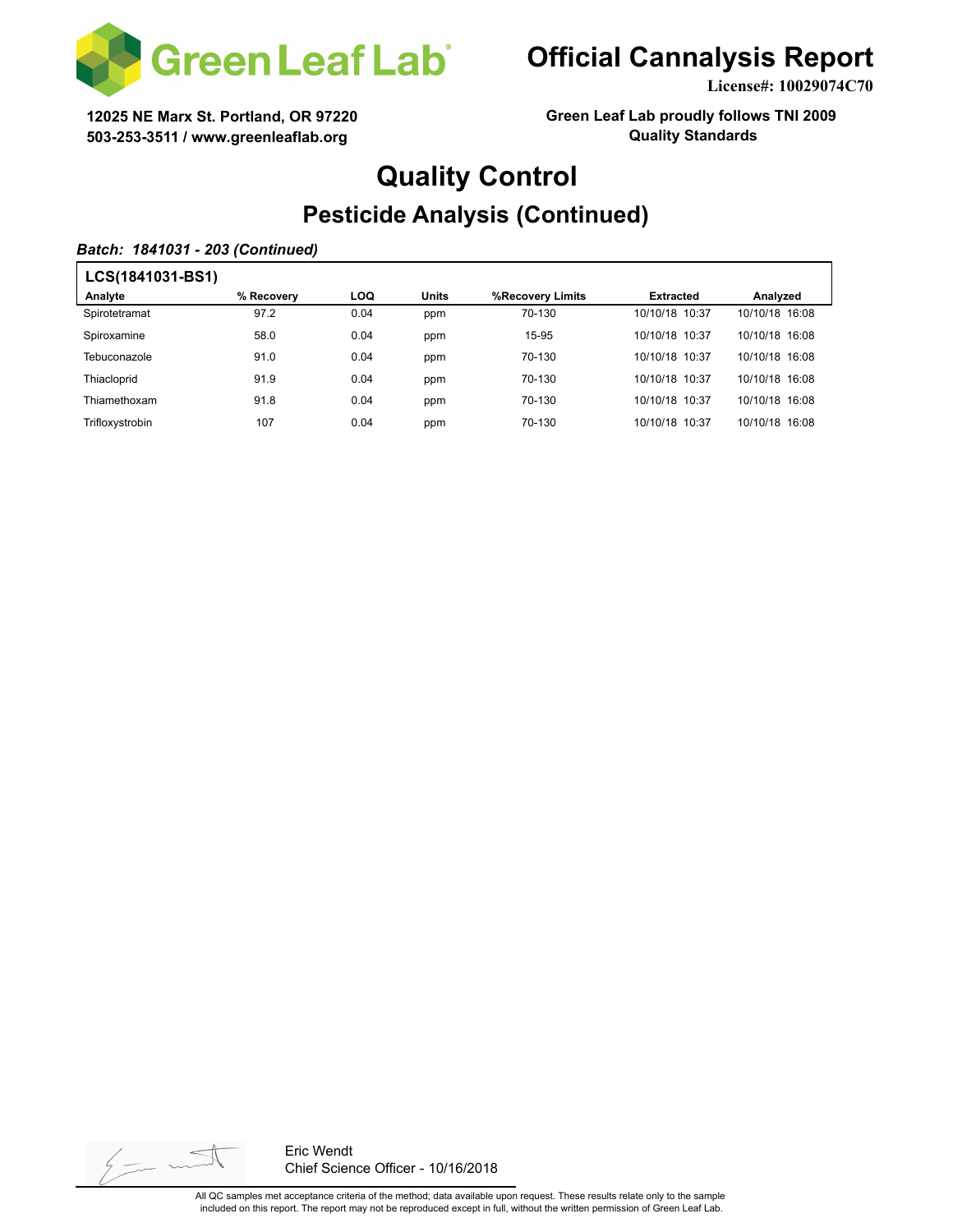# Official Cannalysis Report

**License#: 10029074C70**

**12025 NE Marx St. Portland, OR 97220**
**503-253-3511 / www.greenleaflab.org**

**Green Leaf Lab proudly follows TNI 2009 Quality Standards**

# Quality Control

## Pesticide Analysis (Continued)

***Batch: 1841031 - 203 (Continued)***

**LCS(1841031-BS1)**

| Analyte | % Recovery | LOQ | Units | %Recovery Limits | Extracted | Analyzed |
|---|---|---|---|---|---|---|
| Spirotetramat | 97.2 | 0.04 | ppm | 70-130 | 10/10/18 10:37 | 10/10/18 16:08 |
| Spiroxamine | 58.0 | 0.04 | ppm | 15-95 | 10/10/18 10:37 | 10/10/18 16:08 |
| Tebuconazole | 91.0 | 0.04 | ppm | 70-130 | 10/10/18 10:37 | 10/10/18 16:08 |
| Thiacloprid | 91.9 | 0.04 | ppm | 70-130 | 10/10/18 10:37 | 10/10/18 16:08 |
| Thiamethoxam | 91.8 | 0.04 | ppm | 70-130 | 10/10/18 10:37 | 10/10/18 16:08 |
| Trifloxystrobin | 107 | 0.04 | ppm | 70-130 | 10/10/18 10:37 | 10/10/18 16:08 |

Eric Wendt
Chief Science Officer - 10/16/2018

All QC samples met acceptance criteria of the method; data available upon request. These results relate only to the sample included on this report. The report may not be reproduced except in full, without the written permission of Green Leaf Lab.